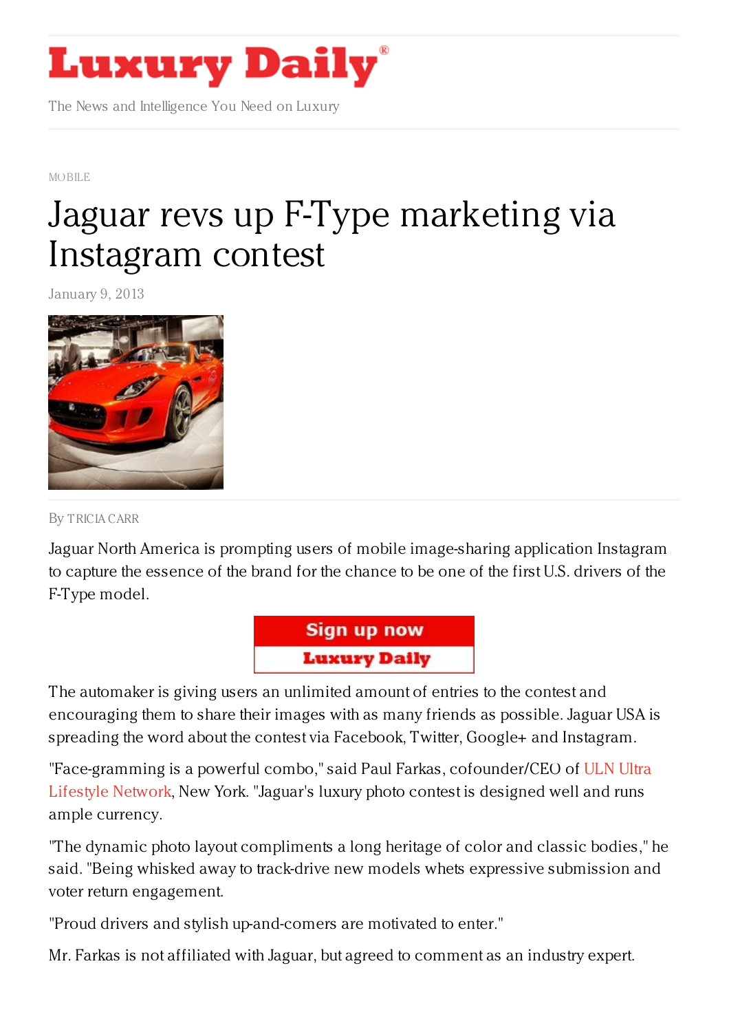MOBILE

# Jaguar revs up F-Type marketing via Instagram contest

January 9, 2013

By TRICIA CARR

Jaguar North America is prompting users of mobile image-sharing application Instagram to capture the essence of the brand for the chance to be one of the first U.S. drivers of the F-Type model.

The automaker is giving users an unlimited amount of entries to the contest and encouraging them to share their images with as many friends as possible. Jaguar USA is spreading the word about the contest via Facebook, Twitter, Google+ and Instagram.

"Face-gramming is a powerful combo," said Paul Farkas, cofounder/CEO of ULN Ultra Lifestyle Network, New York. "Jaguar's luxury photo contest is designed well and runs ample currency.

"The dynamic photo layout compliments a long heritage of color and classic bodies," he said. "Being whisked away to track-drive new models whets expressive submission and voter return engagement.

"Proud drivers and stylish up-and-comers are motivated to enter."

Mr. Farkas is not affiliated with Jaguar, but agreed to comment as an industry expert.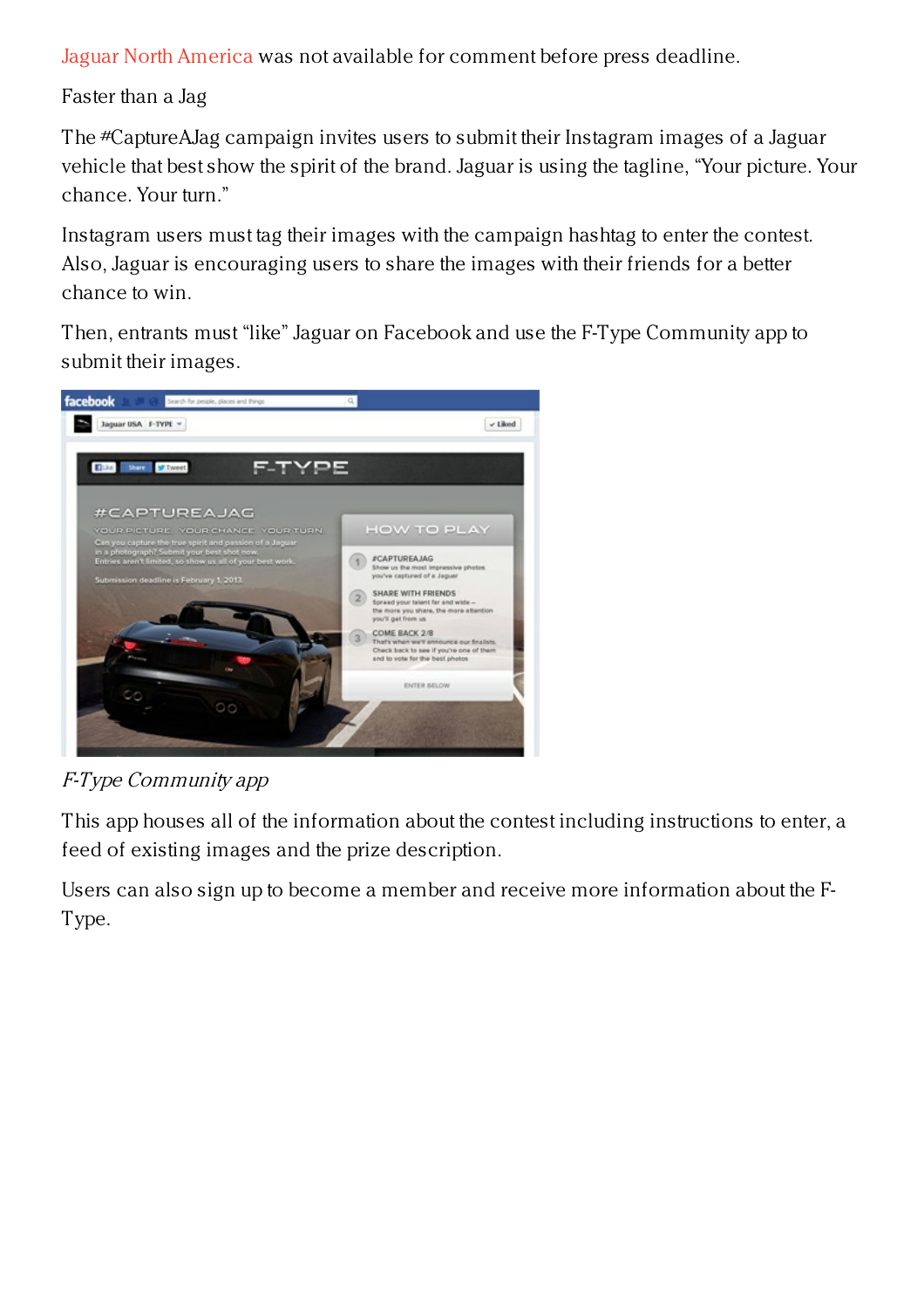Jaguar North America was not available for comment before press deadline.

Faster than a Jag

The #CaptureAJag campaign invites users to submit their Instagram images of a Jaguar vehicle that best show the spirit of the brand. Jaguar is using the tagline, "Your picture. Your chance. Your turn."

Instagram users must tag their images with the campaign hashtag to enter the contest. Also, Jaguar is encouraging users to share the images with their friends for a better chance to win.

Then, entrants must "like" Jaguar on Facebook and use the F-Type Community app to submit their images.

*F-Type Community app*

This app houses all of the information about the contest including instructions to enter, a feed of existing images and the prize description.

Users can also sign up to become a member and receive more information about the F-Type.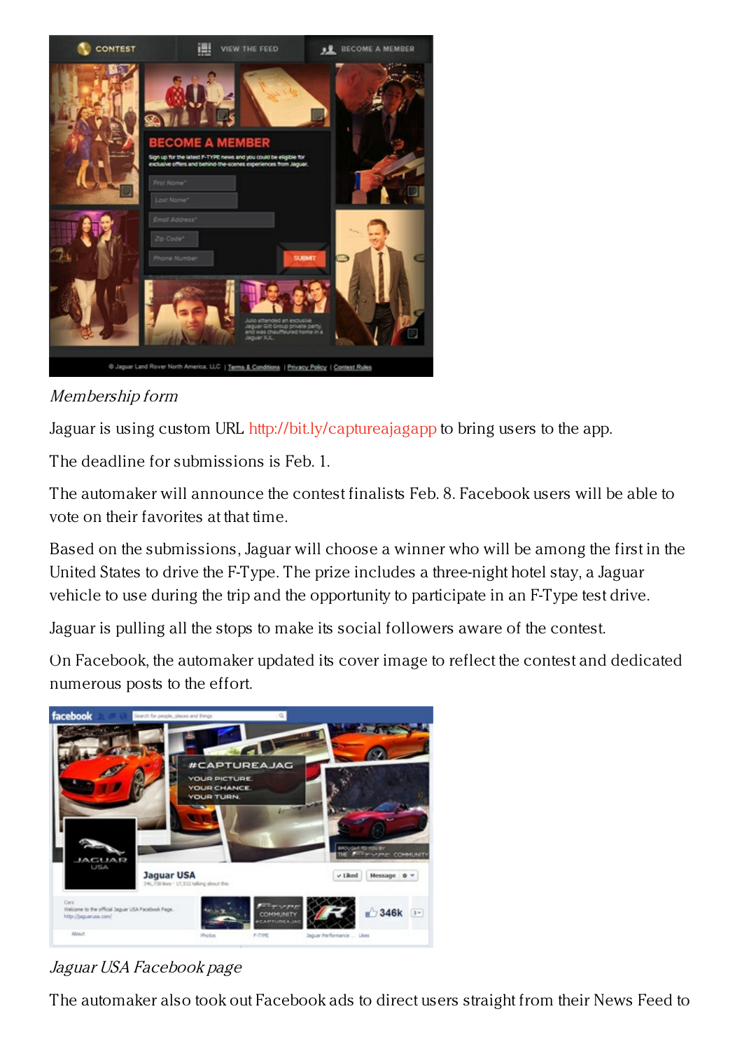*Membership form*

Jaguar is using custom URL http://bit.ly/captureajagapp to bring users to the app.

The deadline for submissions is Feb. 1.

The automaker will announce the contest finalists Feb. 8. Facebook users will be able to vote on their favorites at that time.

Based on the submissions, Jaguar will choose a winner who will be among the first in the United States to drive the F-Type. The prize includes a three-night hotel stay, a Jaguar vehicle to use during the trip and the opportunity to participate in an F-Type test drive.

Jaguar is pulling all the stops to make its social followers aware of the contest.

On Facebook, the automaker updated its cover image to reflect the contest and dedicated numerous posts to the effort.

*Jaguar USA Facebook page*

The automaker also took out Facebook ads to direct users straight from their News Feed to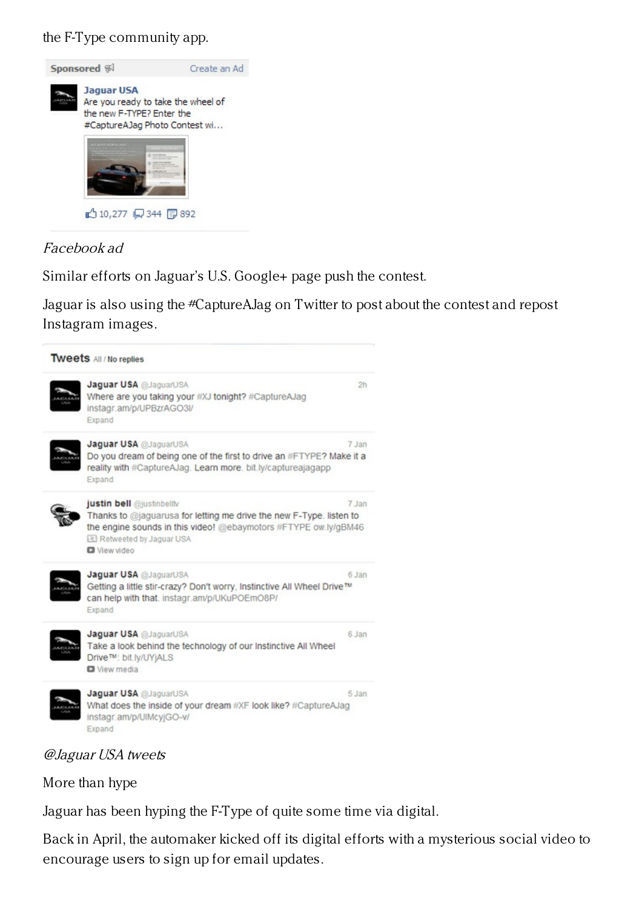the F-Type community app.

*Facebook ad*

Similar efforts on Jaguar's U.S. Google+ page push the contest.

Jaguar is also using the #CaptureAJag on Twitter to post about the contest and repost Instagram images.

*@Jaguar USA tweets*

More than hype

Jaguar has been hyping the F-Type of quite some time via digital.

Back in April, the automaker kicked off its digital efforts with a mysterious social video to encourage users to sign up for email updates.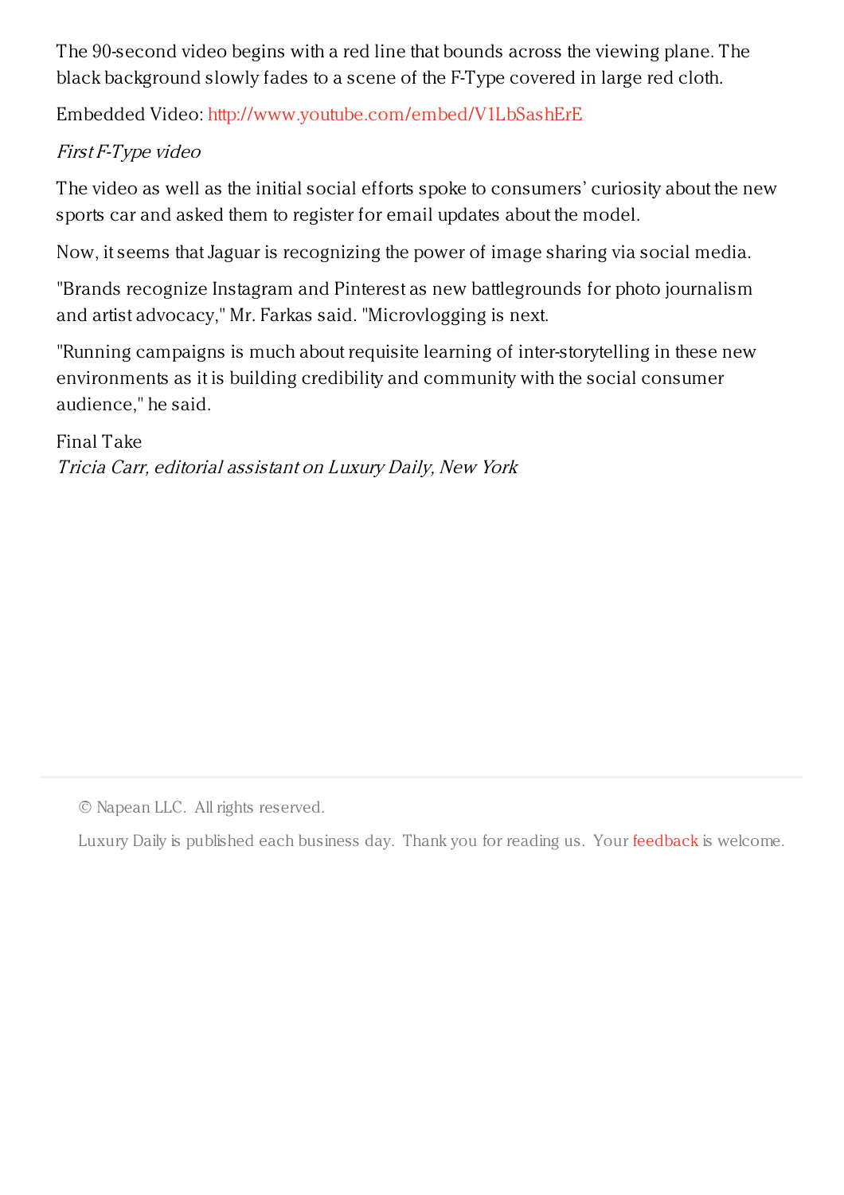The 90-second video begins with a red line that bounds across the viewing plane. The black background slowly fades to a scene of the F-Type covered in large red cloth.

Embedded Video: http://www.youtube.com/embed/V1LbSashErE

*First F-Type video*

The video as well as the initial social efforts spoke to consumers' curiosity about the new sports car and asked them to register for email updates about the model.

Now, it seems that Jaguar is recognizing the power of image sharing via social media.

"Brands recognize Instagram and Pinterest as new battlegrounds for photo journalism and artist advocacy," Mr. Farkas said. "Microvlogging is next.

"Running campaigns is much about requisite learning of inter-storytelling in these new environments as it is building credibility and community with the social consumer audience," he said.

Final Take
*Tricia Carr, editorial assistant on Luxury Daily, New York*

© Napean LLC. All rights reserved.

Luxury Daily is published each business day. Thank you for reading us. Your feedback is welcome.